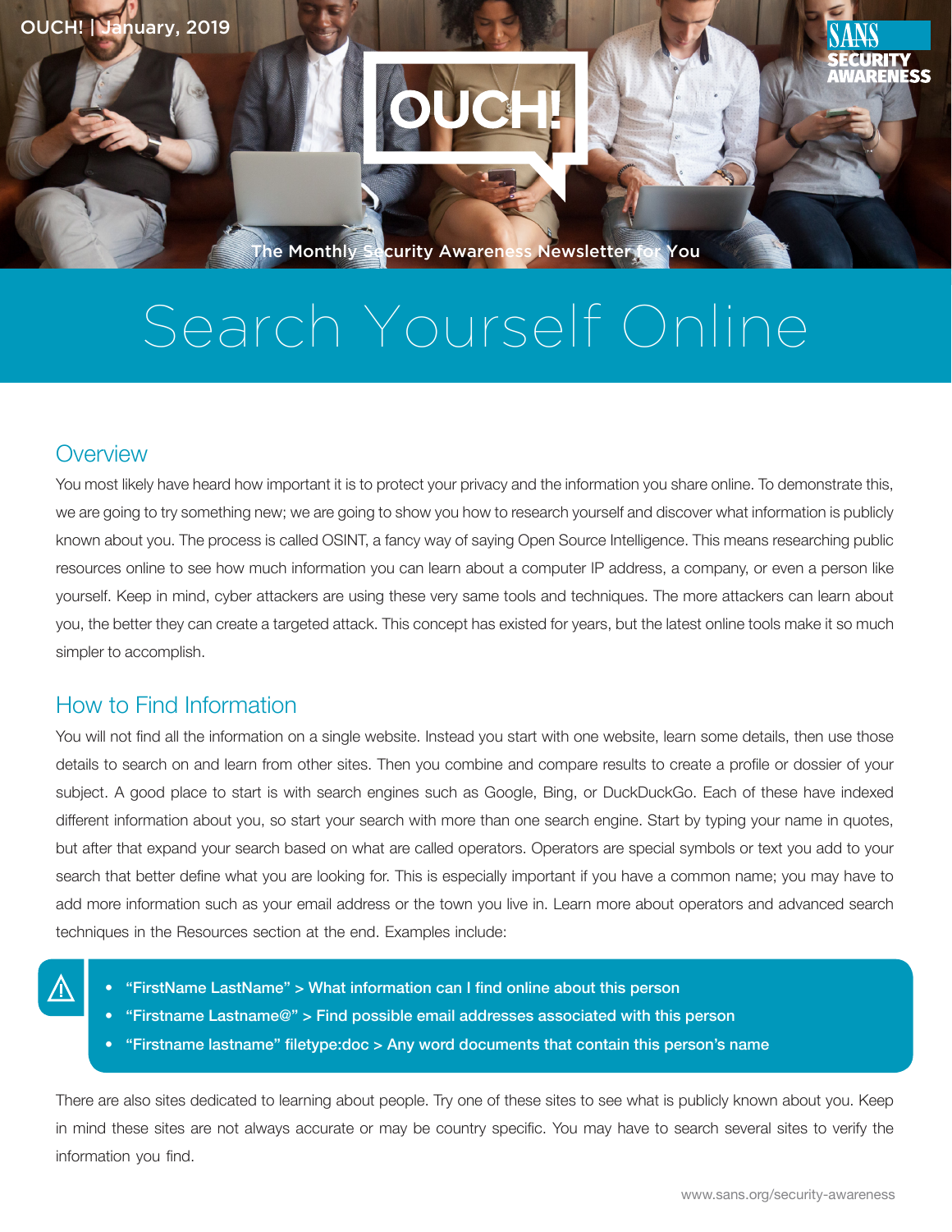OUCH! | January, 2019

# OUCH!

The Monthly Security Awareness Newsletter for You

# Search Yourself Online

## Overview

You most likely have heard how important it is to protect your privacy and the information you share online. To demonstrate this, we are going to try something new; we are going to show you how to research yourself and discover what information is publicly known about you. The process is called OSINT, a fancy way of saying Open Source Intelligence. This means researching public resources online to see how much information you can learn about a computer IP address, a company, or even a person like yourself. Keep in mind, cyber attackers are using these very same tools and techniques. The more attackers can learn about you, the better they can create a targeted attack. This concept has existed for years, but the latest online tools make it so much simpler to accomplish.

## How to Find Information

You will not find all the information on a single website. Instead you start with one website, learn some details, then use those details to search on and learn from other sites. Then you combine and compare results to create a profile or dossier of your subject. A good place to start is with search engines such as Google, Bing, or DuckDuckGo. Each of these have indexed different information about you, so start your search with more than one search engine. Start by typing your name in quotes, but after that expand your search based on what are called operators. Operators are special symbols or text you add to your search that better define what you are looking for. This is especially important if you have a common name; you may have to add more information such as your email address or the town you live in. Learn more about operators and advanced search techniques in the Resources section at the end. Examples include:

- **"FirstName LastName" > What information can I find online about this person**
- **"Firstname Lastname@" > Find possible email addresses associated with this person**
- **"Firstname lastname" filetype:doc > Any word documents that contain this person's name**

There are also sites dedicated to learning about people. Try one of these sites to see what is publicly known about you. Keep in mind these sites are not always accurate or may be country specific. You may have to search several sites to verify the information you find.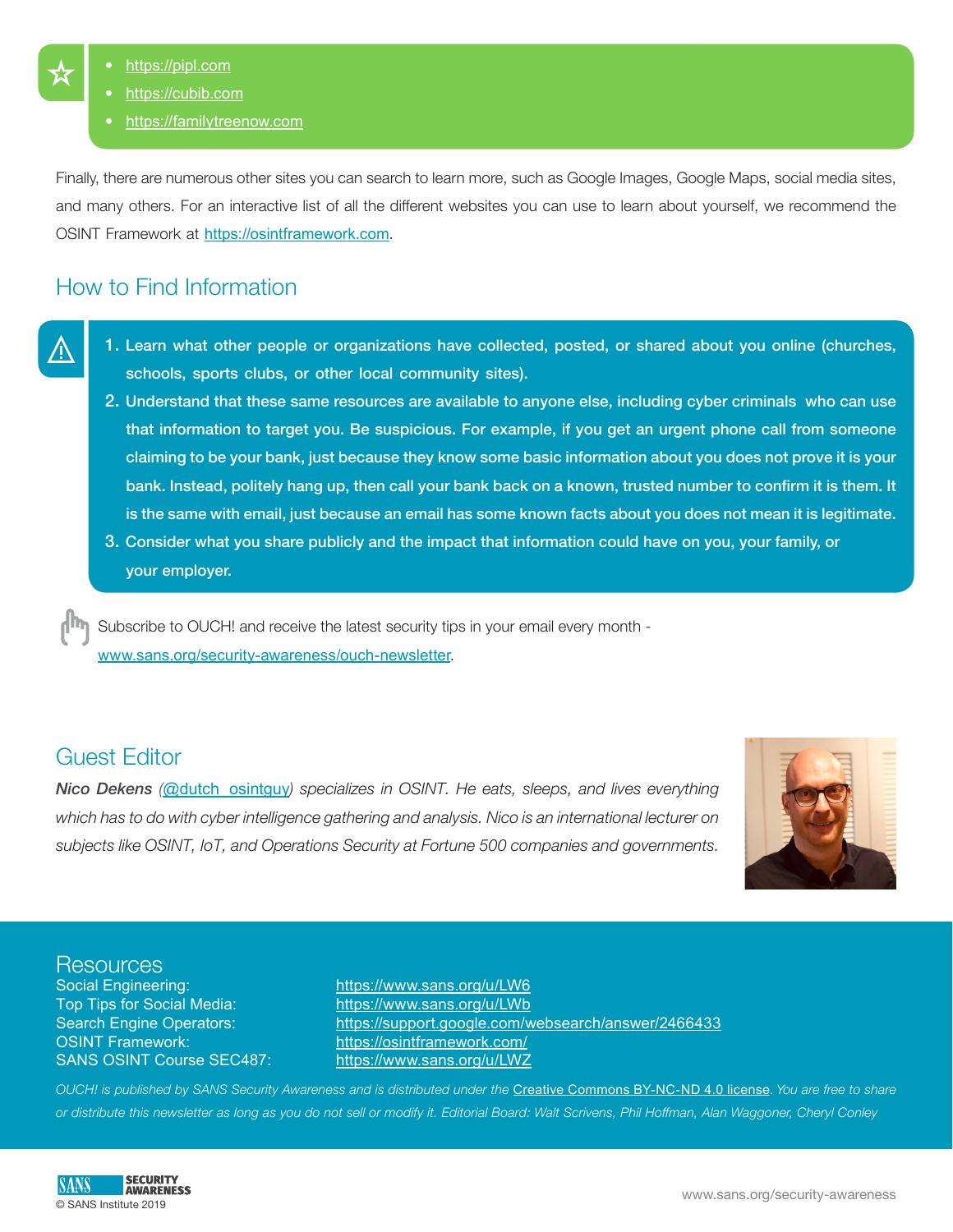- https://pipl.com
- https://cubib.com
- https://familytreenow.com

Finally, there are numerous other sites you can search to learn more, such as Google Images, Google Maps, social media sites, and many others. For an interactive list of all the different websites you can use to learn about yourself, we recommend the OSINT Framework at https://osintframework.com.

## How to Find Information

1. **Learn what other people or organizations have collected, posted, or shared about you online (churches, schools, sports clubs, or other local community sites).**
2. **Understand that these same resources are available to anyone else, including cyber criminals who can use that information to target you. Be suspicious. For example, if you get an urgent phone call from someone claiming to be your bank, just because they know some basic information about you does not prove it is your bank. Instead, politely hang up, then call your bank back on a known, trusted number to confirm it is them. It is the same with email, just because an email has some known facts about you does not mean it is legitimate.**
3. **Consider what you share publicly and the impact that information could have on you, your family, or your employer.**

Subscribe to OUCH! and receive the latest security tips in your email every month - www.sans.org/security-awareness/ouch-newsletter.

## Guest Editor

***Nico Dekens*** *(@dutch_osintguy) specializes in OSINT. He eats, sleeps, and lives everything which has to do with cyber intelligence gathering and analysis. Nico is an international lecturer on subjects like OSINT, IoT, and Operations Security at Fortune 500 companies and governments.*

## Resources

| | |
|---|---|
| Social Engineering: | https://www.sans.org/u/LW6 |
| Top Tips for Social Media: | https://www.sans.org/u/LWb |
| Search Engine Operators: | https://support.google.com/websearch/answer/2466433 |
| OSINT Framework: | https://osintframework.com/ |
| SANS OSINT Course SEC487: | https://www.sans.org/u/LWZ |

*OUCH! is published by SANS Security Awareness and is distributed under the Creative Commons BY-NC-ND 4.0 license. You are free to share or distribute this newsletter as long as you do not sell or modify it. Editorial Board: Walt Scrivens, Phil Hoffman, Alan Waggoner, Cheryl Conley*

© SANS Institute 2019

www.sans.org/security-awareness